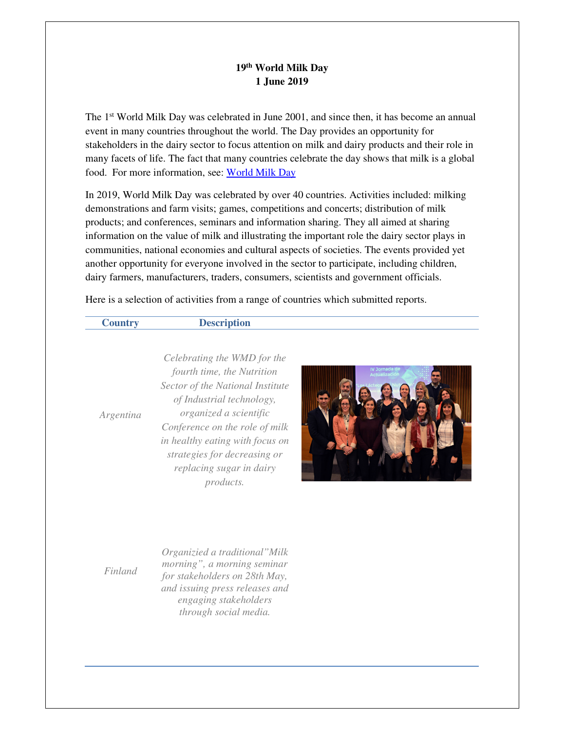**19th World Milk Day**
**1 June 2019**

The 1st World Milk Day was celebrated in June 2001, and since then, it has become an annual event in many countries throughout the world. The Day provides an opportunity for stakeholders in the dairy sector to focus attention on milk and dairy products and their role in many facets of life. The fact that many countries celebrate the day shows that milk is a global food. For more information, see: [World Milk Day]

In 2019, World Milk Day was celebrated by over 40 countries. Activities included: milking demonstrations and farm visits; games, competitions and concerts; distribution of milk products; and conferences, seminars and information sharing. They all aimed at sharing information on the value of milk and illustrating the important role the dairy sector plays in communities, national economies and cultural aspects of societies. The events provided yet another opportunity for everyone involved in the sector to participate, including children, dairy farmers, manufacturers, traders, consumers, scientists and government officials.

Here is a selection of activities from a range of countries which submitted reports.

| Country | Description |
|---|---|
| *Argentina* | *Celebrating the WMD for the fourth time, the Nutrition Sector of the National Institute of Industrial technology, organized a scientific Conference on the role of milk in healthy eating with focus on strategies for decreasing or replacing sugar in dairy products.* |
| *Finland* | *Organizied a traditional"Milk morning", a morning seminar for stakeholders on 28th May, and issuing press releases and engaging stakeholders through social media.* |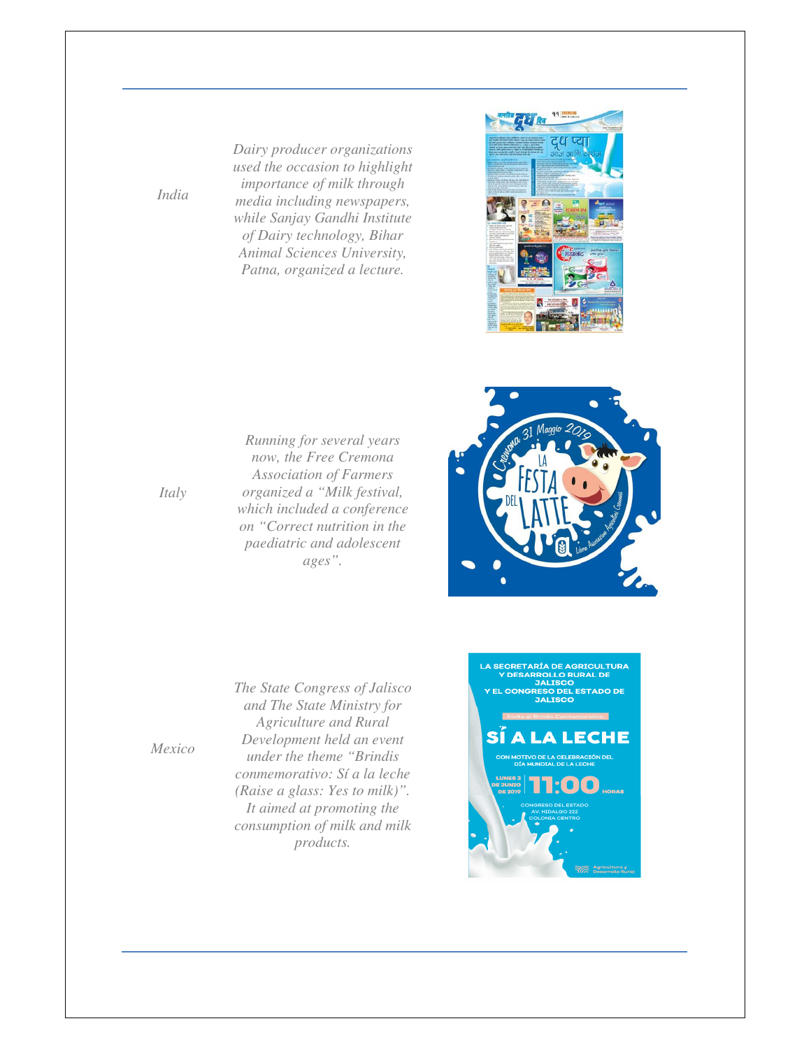| | |
|---|---|
| India | *Dairy producer organizations used the occasion to highlight importance of milk through media including newspapers, while Sanjay Gandhi Institute of Dairy technology, Bihar Animal Sciences University, Patna, organized a lecture.* |
| Italy | *Running for several years now, the Free Cremona Association of Farmers organized a "Milk festival, which included a conference on "Correct nutrition in the paediatric and adolescent ages".* |
| Mexico | *The State Congress of Jalisco and The State Ministry for Agriculture and Rural Development held an event under the theme "Brindis conmemorativo: Sí a la leche (Raise a glass: Yes to milk)". It aimed at promoting the consumption of milk and milk products.* |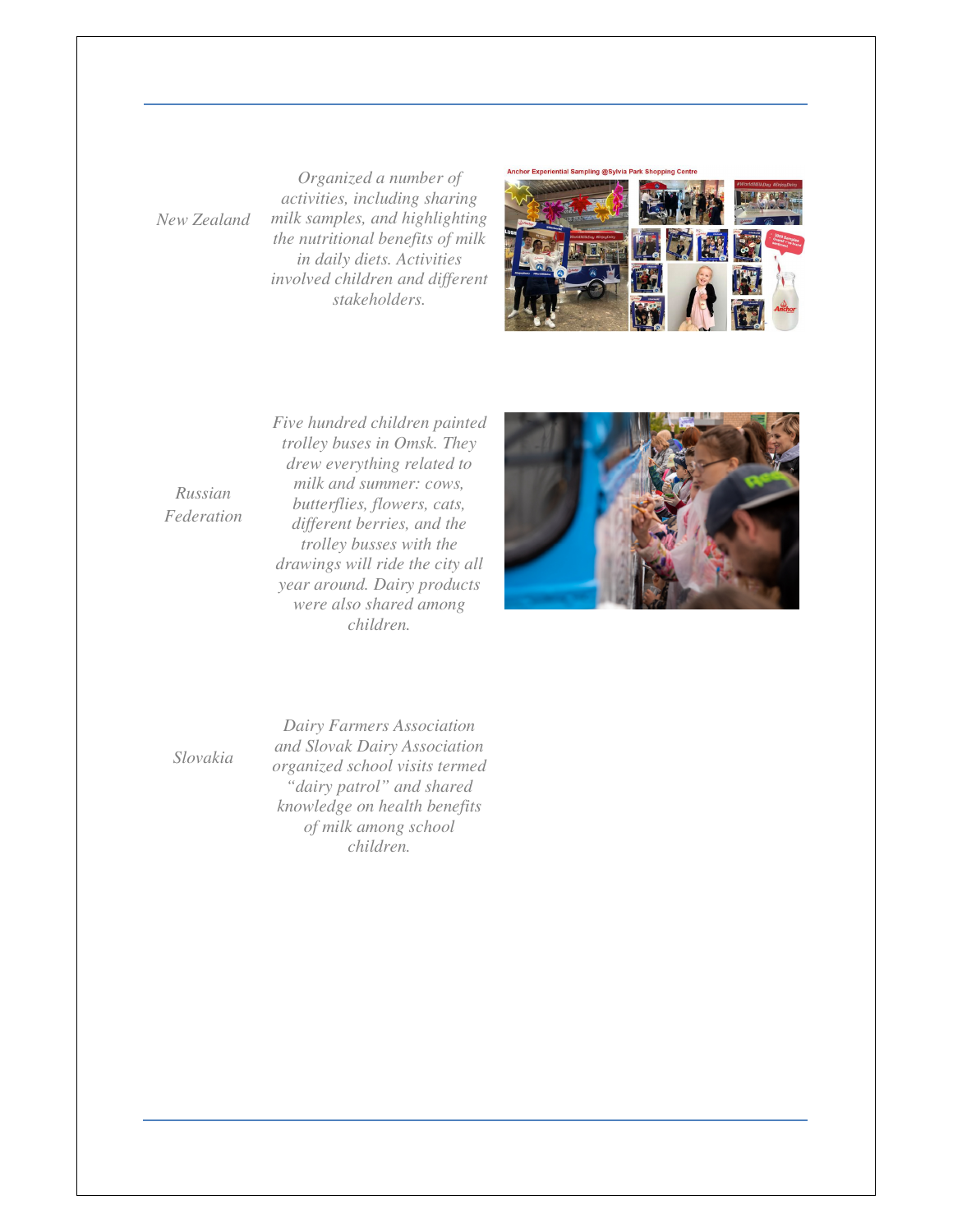| | | |
|---|---|---|
| *New Zealand* | *Organized a number of activities, including sharing milk samples, and highlighting the nutritional benefits of milk in daily diets. Activities involved children and different stakeholders.* | |
| *Russian Federation* | *Five hundred children painted trolley buses in Omsk. They drew everything related to milk and summer: cows, butterflies, flowers, cats, different berries, and the trolley busses with the drawings will ride the city all year around. Dairy products were also shared among children.* | |
| *Slovakia* | *Dairy Farmers Association and Slovak Dairy Association organized school visits termed "dairy patrol" and shared knowledge on health benefits of milk among school children.* | |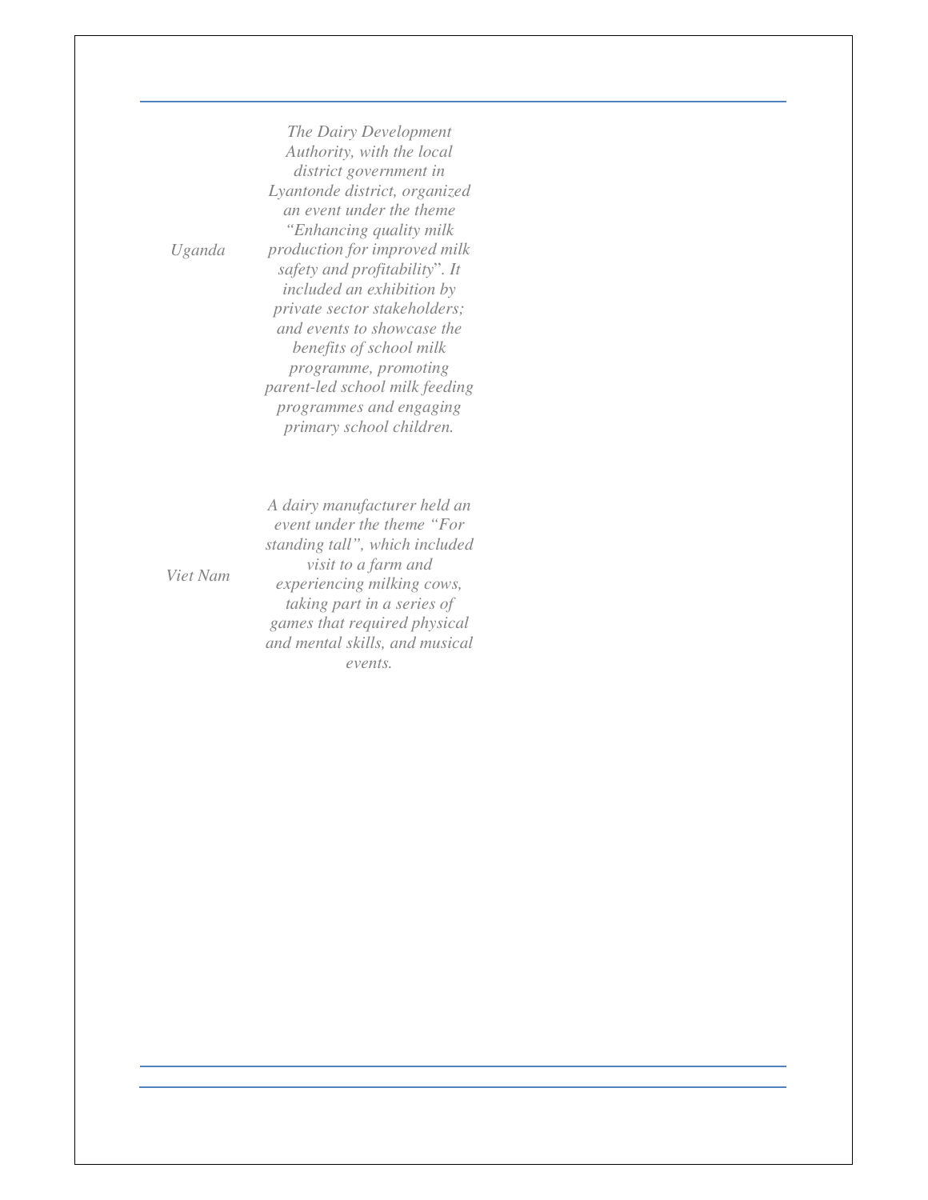| | |
|---|---|
| *Uganda* | *The Dairy Development Authority, with the local district government in Lyantonde district, organized an event under the theme "Enhancing quality milk production for improved milk safety and profitability". It included an exhibition by private sector stakeholders; and events to showcase the benefits of school milk programme, promoting parent-led school milk feeding programmes and engaging primary school children.* |
| *Viet Nam* | *A dairy manufacturer held an event under the theme "For standing tall", which included visit to a farm and experiencing milking cows, taking part in a series of games that required physical and mental skills, and musical events.* |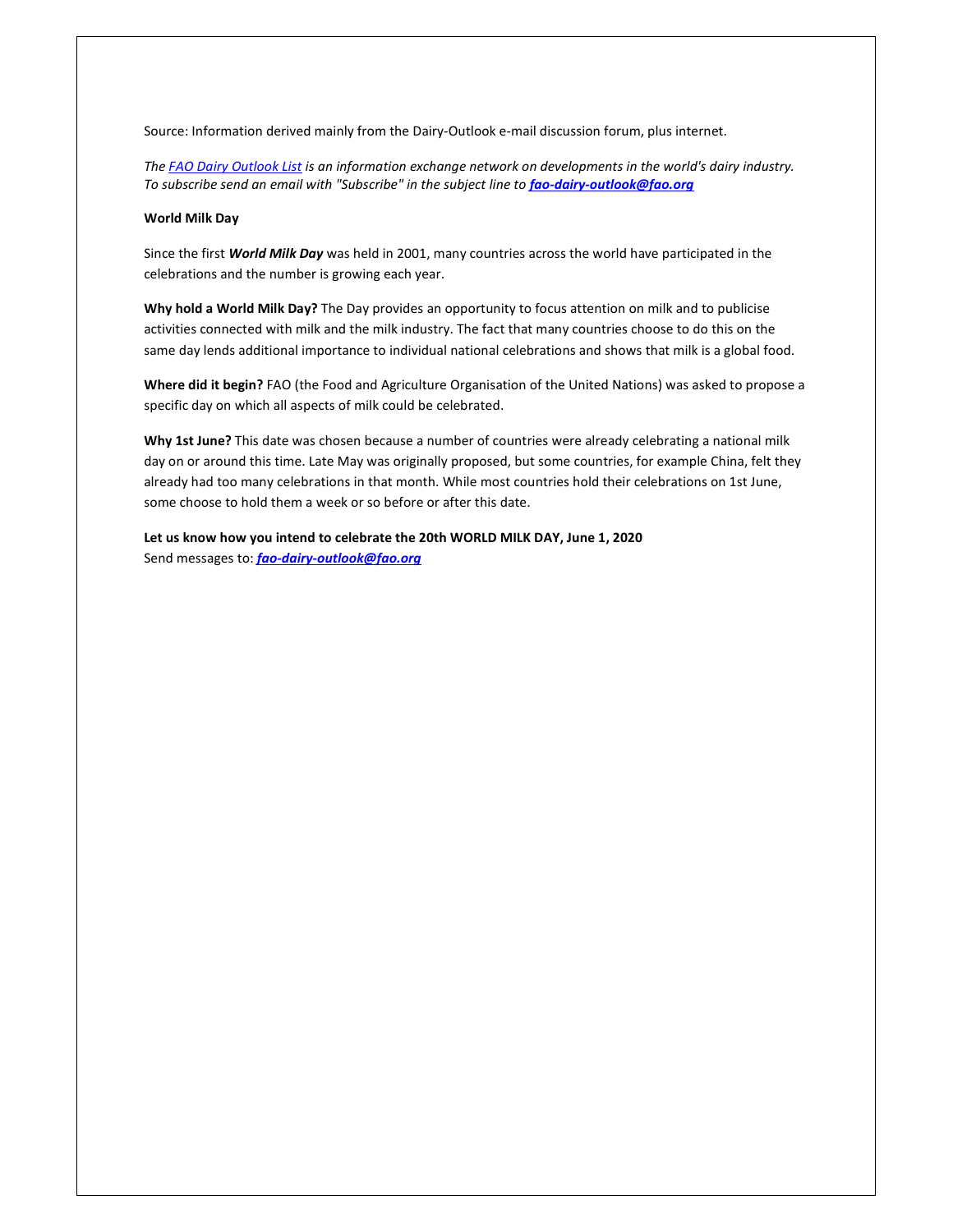Source: Information derived mainly from the Dairy-Outlook e-mail discussion forum, plus internet.

*The [FAO Dairy Outlook List](#) is an information exchange network on developments in the world's dairy industry. To subscribe send an email with "Subscribe" in the subject line to* ***fao-dairy-outlook@fao.org***

**World Milk Day**

Since the first ***World Milk Day*** was held in 2001, many countries across the world have participated in the celebrations and the number is growing each year.

**Why hold a World Milk Day?** The Day provides an opportunity to focus attention on milk and to publicise activities connected with milk and the milk industry. The fact that many countries choose to do this on the same day lends additional importance to individual national celebrations and shows that milk is a global food.

**Where did it begin?** FAO (the Food and Agriculture Organisation of the United Nations) was asked to propose a specific day on which all aspects of milk could be celebrated.

**Why 1st June?** This date was chosen because a number of countries were already celebrating a national milk day on or around this time. Late May was originally proposed, but some countries, for example China, felt they already had too many celebrations in that month. While most countries hold their celebrations on 1st June, some choose to hold them a week or so before or after this date.

**Let us know how you intend to celebrate the 20th WORLD MILK DAY, June 1, 2020**
Send messages to: ***fao-dairy-outlook@fao.org***